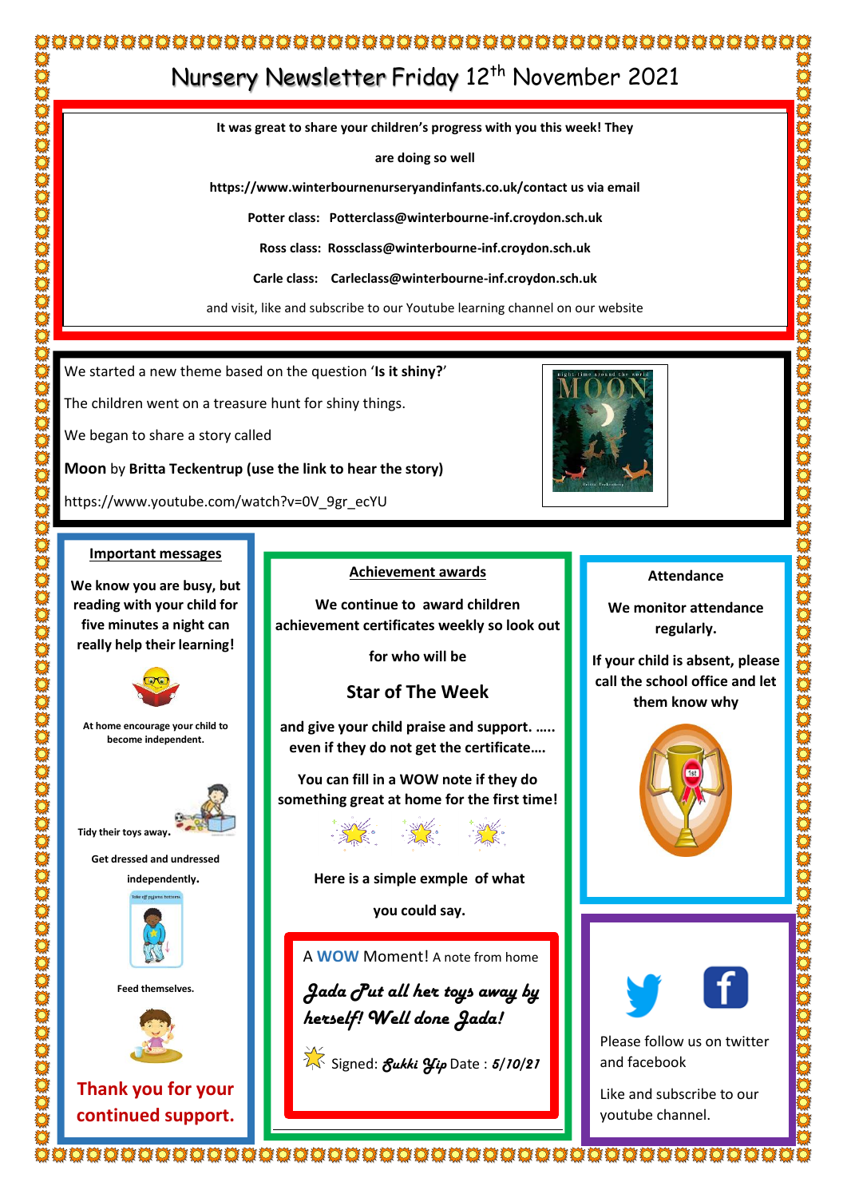# Nursery Newsletter Friday 12th November 2021

**It was great to share your children's progress with you this week! They are doing so well**

**https://www.winterbournenurseryandinfants.co.uk/contact us via email**

**Potter class: Potterclass@winterbourne-inf.croydon.sch.uk**

**Ross class: Rossclass@winterbourne-inf.croydon.sch.uk**

**Carle class: Carleclass@winterbourne-inf.croydon.sch.uk**

and visit, like and subscribe to our Youtube learning channel on our website

We started a new theme based on the question '**Is it shiny?**'

The children went on a treasure hunt for shiny things.

We began to share a story called

**Moon** by **Britta Teckentrup (use the link to hear the story)**

https://www.youtube.com/watch?v=0V_9gr_ecYU

## Important messages

**We know you are busy, but reading with your child for five minutes a night can really help their learning!**

**At home encourage your child to become independent.**

**Tidy their toys away.**

**Get dressed and undressed independently.**

**Feed themselves.**

**Thank you for your continued support.**

## Achievement awards

**We continue to award children achievement certificates weekly so look out for who will be**

**Star of The Week**

**and give your child praise and support. ….. even if they do not get the certificate….**

**You can fill in a WOW note if they do something great at home for the first time!**

**Here is a simple exmple of what you could say.**

A **WOW** Moment! A note from home

*Jada Put all her toys away by herself! Well done Jada!*

Signed: *Sukki Yip* Date : *5/10/21*

## Attendance

**We monitor attendance regularly.**

**If your child is absent, please call the school office and let them know why**

Please follow us on twitter and facebook

Like and subscribe to our youtube channel.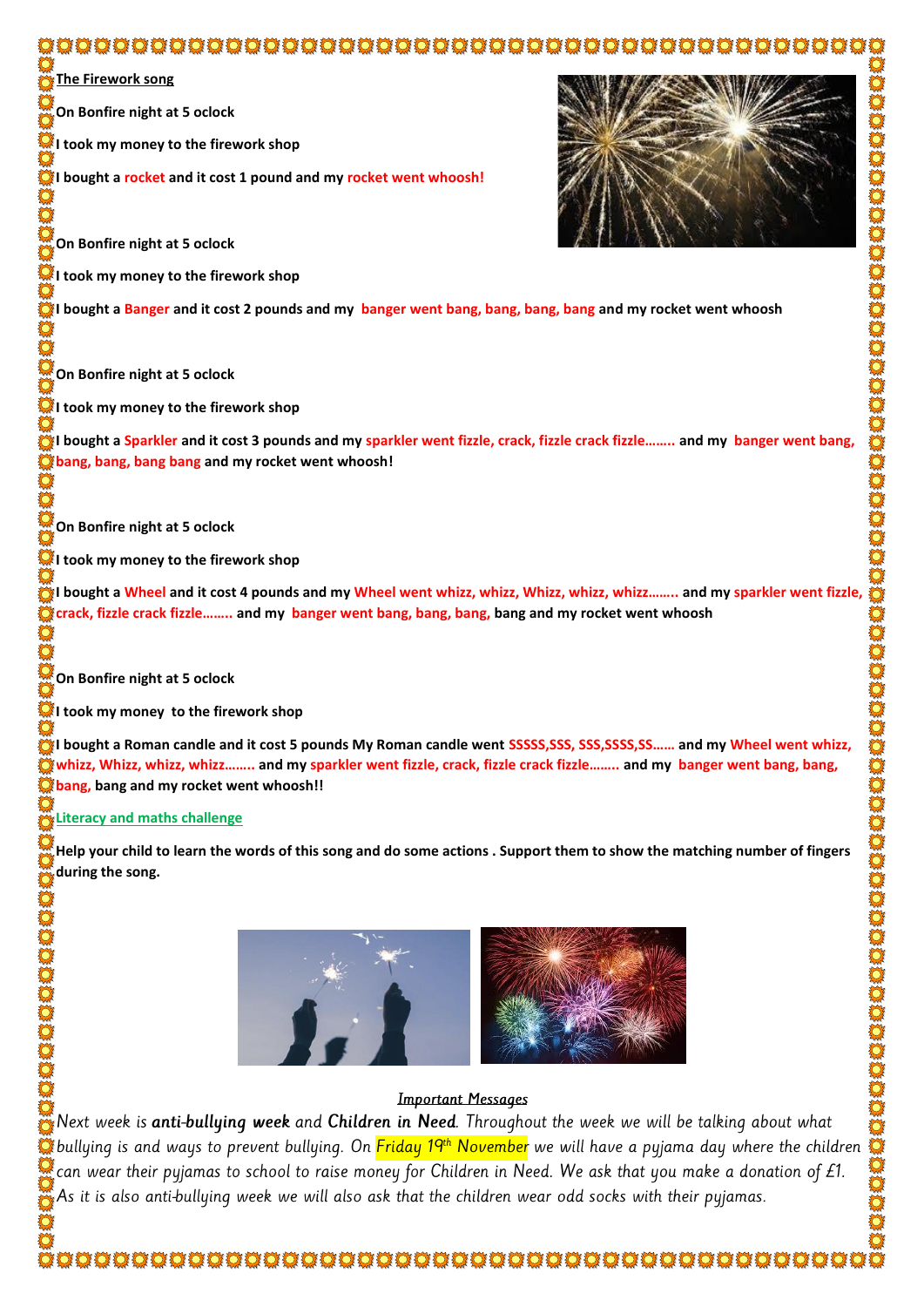**The Firework song**

**On Bonfire night at 5 oclock**

**I took my money to the firework shop**

**I bought a rocket and it cost 1 pound and my rocket went whoosh!**

**On Bonfire night at 5 oclock**

**I took my money to the firework shop**

**I bought a Banger and it cost 2 pounds and my banger went bang, bang, bang, bang and my rocket went whoosh**

**On Bonfire night at 5 oclock**

**I took my money to the firework shop**

**I bought a Sparkler and it cost 3 pounds and my sparkler went fizzle, crack, fizzle crack fizzle…….. and my banger went bang, bang, bang, bang bang and my rocket went whoosh!**

**On Bonfire night at 5 oclock**

**I took my money to the firework shop**

**I bought a Wheel and it cost 4 pounds and my Wheel went whizz, whizz, Whizz, whizz, whizz…….. and my sparkler went fizzle, crack, fizzle crack fizzle…….. and my banger went bang, bang, bang, bang and my rocket went whoosh**

**On Bonfire night at 5 oclock**

**I took my money to the firework shop**

**I bought a Roman candle and it cost 5 pounds My Roman candle went SSSSS,SSS, SSS,SSSS,SS…… and my Wheel went whizz, whizz, Whizz, whizz, whizz…….. and my sparkler went fizzle, crack, fizzle crack fizzle…….. and my banger went bang, bang, bang, bang and my rocket went whoosh!!**

**Literacy and maths challenge**

**Help your child to learn the words of this song and do some actions . Support them to show the matching number of fingers during the song.**

*Important Messages*

*Next week is **anti-bullying week** and **Children in Need**. Throughout the week we will be talking about what bullying is and ways to prevent bullying. On Friday 19th November we will have a pyjama day where the children can wear their pyjamas to school to raise money for Children in Need. We ask that you make a donation of £1. As it is also anti-bullying week we will also ask that the children wear odd socks with their pyjamas.*